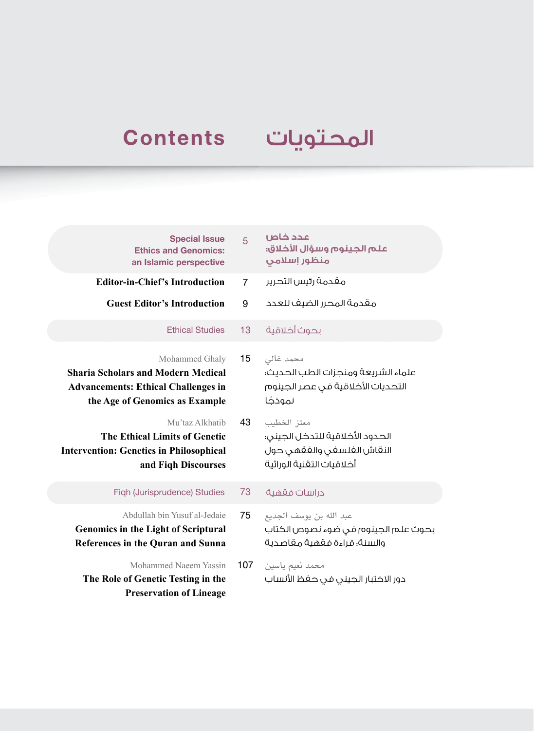# Contents المحتويات

| English | Page | العربية |
| --- | --- | --- |
| **Special Issue Ethics and Genomics: an Islamic perspective** | 5 | **عدد خاص علم الجينوم وسؤال الأخلاق: منظور إسلامي** |
| **Editor-in-Chief's Introduction** | 7 | مقدمة رئيس التحرير |
| **Guest Editor's Introduction** | 9 | مقدمة المحرر الضيف للعدد |
| Ethical Studies | 13 | بحوث أخلاقية |
| Mohammed Ghaly<br>**Sharia Scholars and Modern Medical Advancements: Ethical Challenges in the Age of Genomics as Example** | 15 | محمد غالي<br>علماء الشريعة ومنجزات الطب الحديث: التحديات الأخلاقية في عصر الجينوم نموذجًا |
| Mu'taz Alkhatib<br>**The Ethical Limits of Genetic Intervention: Genetics in Philosophical and Fiqh Discourses** | 43 | معتز الخطيب<br>الحدود الأخلاقية للتدخل الجيني: النقاش الفلسفي والفقهي حول أخلاقيات التقنية الوراثية |
| Fiqh (Jurisprudence) Studies | 73 | دراسات فقهية |
| Abdullah bin Yusuf al-Jedaie<br>**Genomics in the Light of Scriptural References in the Quran and Sunna** | 75 | عبد الله بن يوسف الجديع<br>بحوث علم الجينوم في ضوء نصوص الكتاب والسنة: قراءة فقهية مقاصدية |
| Mohammed Naeem Yassin<br>**The Role of Genetic Testing in the Preservation of Lineage** | 107 | محمد نعيم ياسين<br>دور الاختبار الجيني في حفظ الأنساب |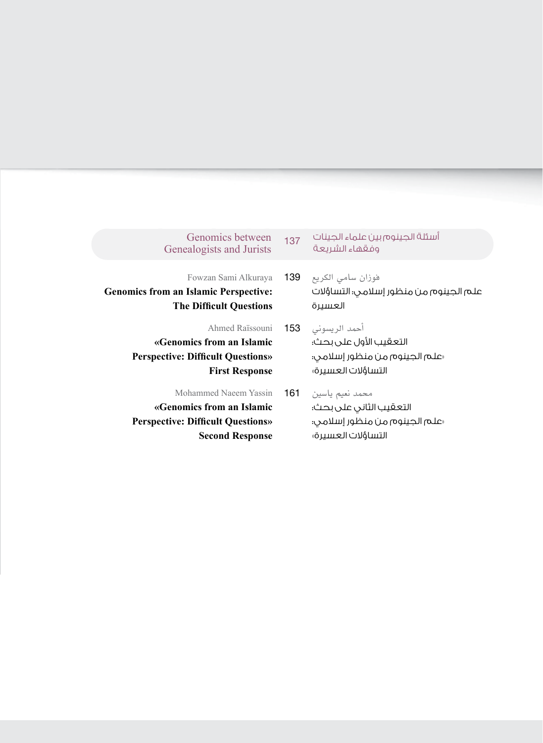## Genomics between Genealogists and Jurists — 137 — أسئلة الجينوم بين علماء الجينات وفقهاء الشريعة

Fowzan Sami Alkuraya

**Genomics from an Islamic Perspective: The Difficult Questions** — 139

فوزان سامي الكريع

علم الجينوم من منظور إسلامي: التساؤلات العسيرة

Ahmed Raïssouni

**«Genomics from an Islamic Perspective: Difficult Questions» First Response** — 153

أحمد الريسوني

التعقيب الأول على بحث: «علم الجينوم من منظور إسلامي: التساؤلات العسيرة»

Mohammed Naeem Yassin

**«Genomics from an Islamic Perspective: Difficult Questions» Second Response** — 161

محمد نعيم ياسين

التعقيب الثاني على بحث: «علم الجينوم من منظور إسلامي: التساؤلات العسيرة»